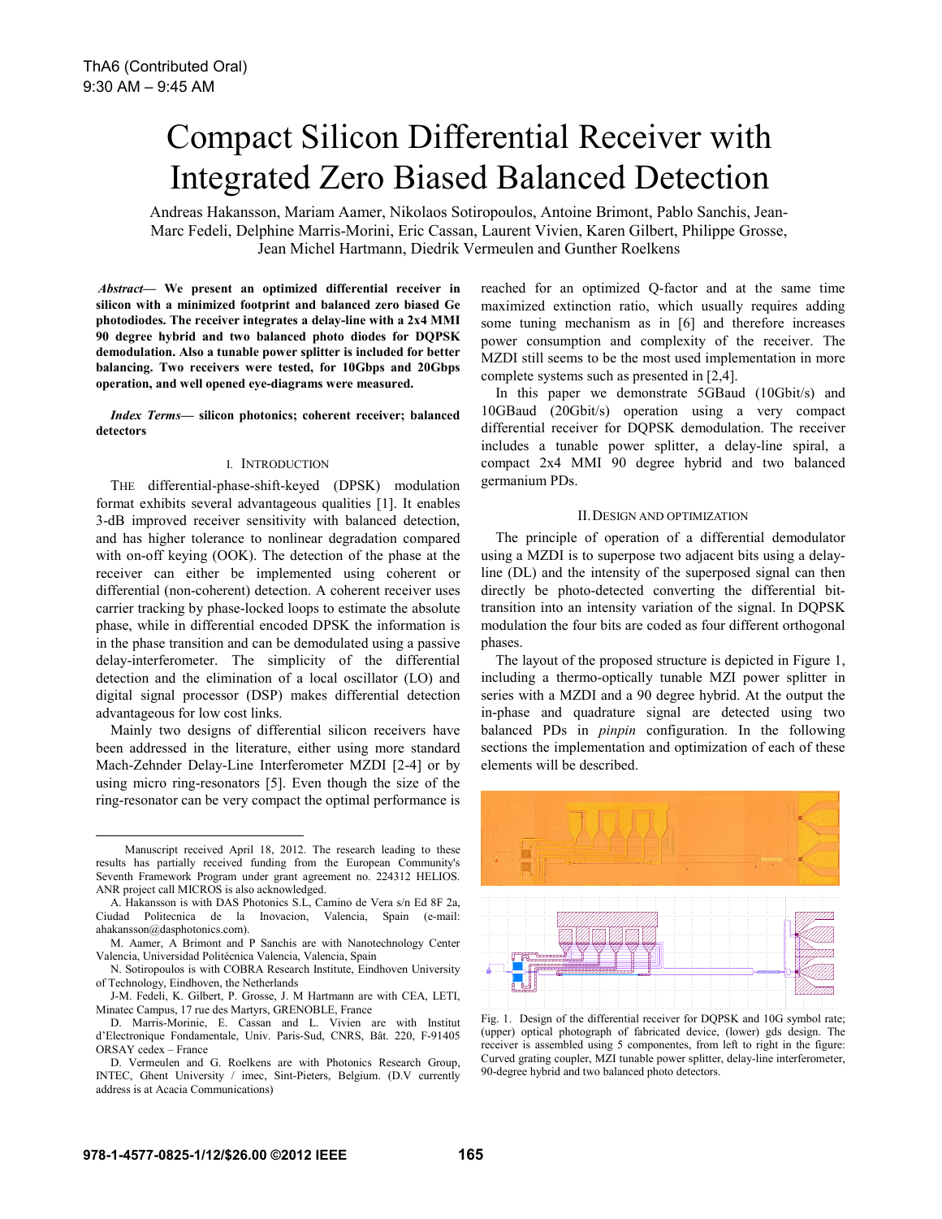# Compact Silicon Differential Receiver with Integrated Zero Biased Balanced Detection

Andreas Hakansson, Mariam Aamer, Nikolaos Sotiropoulos, Antoine Brimont, Pablo Sanchis, Jean-Marc Fedeli, Delphine Marris-Morini, Eric Cassan, Laurent Vivien, Karen Gilbert, Philippe Grosse, Jean Michel Hartmann, Diedrik Vermeulen and Gunther Roelkens

***Abstract*— We present an optimized differential receiver in silicon with a minimized footprint and balanced zero biased Ge photodiodes. The receiver integrates a delay-line with a 2x4 MMI 90 degree hybrid and two balanced photo diodes for DQPSK demodulation. Also a tunable power splitter is included for better balancing. Two receivers were tested, for 10Gbps and 20Gbps operation, and well opened eye-diagrams were measured.**

***Index Terms*— silicon photonics; coherent receiver; balanced detectors**

## I. Introduction

The differential-phase-shift-keyed (DPSK) modulation format exhibits several advantageous qualities [1]. It enables 3-dB improved receiver sensitivity with balanced detection, and has higher tolerance to nonlinear degradation compared with on-off keying (OOK). The detection of the phase at the receiver can either be implemented using coherent or differential (non-coherent) detection. A coherent receiver uses carrier tracking by phase-locked loops to estimate the absolute phase, while in differential encoded DPSK the information is in the phase transition and can be demodulated using a passive delay-interferometer. The simplicity of the differential detection and the elimination of a local oscillator (LO) and digital signal processor (DSP) makes differential detection advantageous for low cost links.

Mainly two designs of differential silicon receivers have been addressed in the literature, either using more standard Mach-Zehnder Delay-Line Interferometer MZDI [2-4] or by using micro ring-resonators [5]. Even though the size of the ring-resonator can be very compact the optimal performance is reached for an optimized Q-factor and at the same time maximized extinction ratio, which usually requires adding some tuning mechanism as in [6] and therefore increases power consumption and complexity of the receiver. The MZDI still seems to be the most used implementation in more complete systems such as presented in [2,4].

In this paper we demonstrate 5GBaud (10Gbit/s) and 10GBaud (20Gbit/s) operation using a very compact differential receiver for DQPSK demodulation. The receiver includes a tunable power splitter, a delay-line spiral, a compact 2x4 MMI 90 degree hybrid and two balanced germanium PDs.

## II. Design and Optimization

The principle of operation of a differential demodulator using a MZDI is to superpose two adjacent bits using a delay-line (DL) and the intensity of the superposed signal can then directly be photo-detected converting the differential bit-transition into an intensity variation of the signal. In DQPSK modulation the four bits are coded as four different orthogonal phases.

The layout of the proposed structure is depicted in Figure 1, including a thermo-optically tunable MZI power splitter in series with a MZDI and a 90 degree hybrid. At the output the in-phase and quadrature signal are detected using two balanced PDs in *pinpin* configuration. In the following sections the implementation and optimization of each of these elements will be described.

Fig. 1. Design of the differential receiver for DQPSK and 10G symbol rate; (upper) optical photograph of fabricated device, (lower) gds design. The receiver is assembled using 5 componentes, from left to right in the figure: Curved grating coupler, MZI tunable power splitter, delay-line interferometer, 90-degree hybrid and two balanced photo detectors.

---

Manuscript received April 18, 2012. The research leading to these results has partially received funding from the European Community's Seventh Framework Program under grant agreement no. 224312 HELIOS. ANR project call MICROS is also acknowledged.

A. Hakansson is with DAS Photonics S.L, Camino de Vera s/n Ed 8F 2a, Ciudad Politecnica de la Inovacion, Valencia, Spain (e-mail: ahakansson@dasphotonics.com).

M. Aamer, A Brimont and P Sanchis are with Nanotechnology Center Valencia, Universidad Politécnica Valencia, Valencia, Spain

N. Sotiropoulos is with COBRA Research Institute, Eindhoven University of Technology, Eindhoven, the Netherlands

J-M. Fedeli, K. Gilbert, P. Grosse, J. M Hartmann are with CEA, LETI, Minatec Campus, 17 rue des Martyrs, GRENOBLE, France

D. Marris-Morinie, E. Cassan and L. Vivien are with Institut d'Electronique Fondamentale, Univ. Paris-Sud, CNRS, Bât. 220, F-91405 ORSAY cedex – France

D. Vermeulen and G. Roelkens are with Photonics Research Group, INTEC, Ghent University / imec, Sint-Pieters, Belgium. (D.V currently address is at Acacia Communications)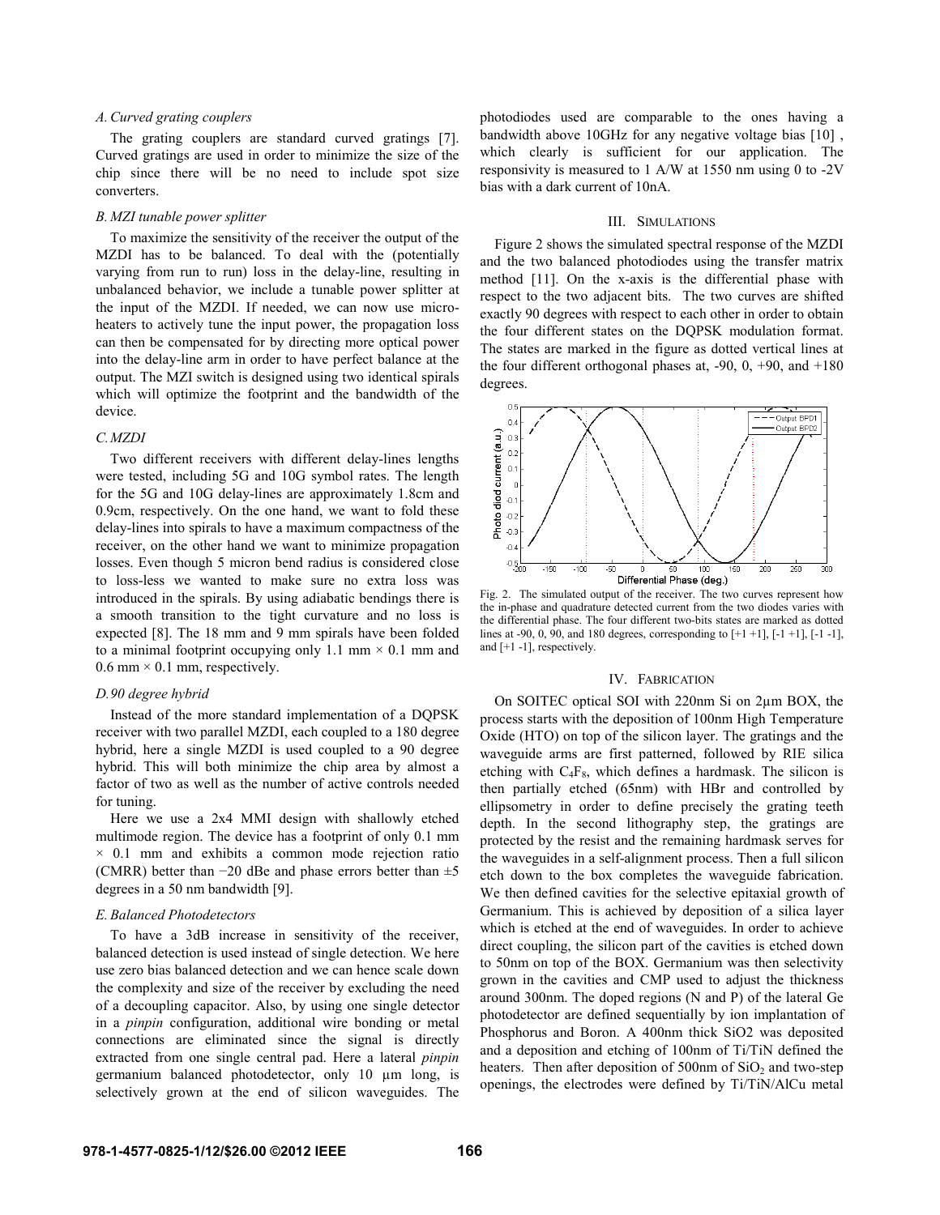### *A. Curved grating couplers*

The grating couplers are standard curved gratings [7]. Curved gratings are used in order to minimize the size of the chip since there will be no need to include spot size converters.

### *B. MZI tunable power splitter*

To maximize the sensitivity of the receiver the output of the MZDI has to be balanced. To deal with the (potentially varying from run to run) loss in the delay-line, resulting in unbalanced behavior, we include a tunable power splitter at the input of the MZDI. If needed, we can now use micro-heaters to actively tune the input power, the propagation loss can then be compensated for by directing more optical power into the delay-line arm in order to have perfect balance at the output. The MZI switch is designed using two identical spirals which will optimize the footprint and the bandwidth of the device.

### *C. MZDI*

Two different receivers with different delay-lines lengths were tested, including 5G and 10G symbol rates. The length for the 5G and 10G delay-lines are approximately 1.8cm and 0.9cm, respectively. On the one hand, we want to fold these delay-lines into spirals to have a maximum compactness of the receiver, on the other hand we want to minimize propagation losses. Even though 5 micron bend radius is considered close to loss-less we wanted to make sure no extra loss was introduced in the spirals. By using adiabatic bendings there is a smooth transition to the tight curvature and no loss is expected [8]. The 18 mm and 9 mm spirals have been folded to a minimal footprint occupying only 1.1 mm × 0.1 mm and 0.6 mm × 0.1 mm, respectively.

### *D. 90 degree hybrid*

Instead of the more standard implementation of a DQPSK receiver with two parallel MZDI, each coupled to a 180 degree hybrid, here a single MZDI is used coupled to a 90 degree hybrid. This will both minimize the chip area by almost a factor of two as well as the number of active controls needed for tuning.

Here we use a 2x4 MMI design with shallowly etched multimode region. The device has a footprint of only 0.1 mm × 0.1 mm and exhibits a common mode rejection ratio (CMRR) better than −20 dBe and phase errors better than ±5 degrees in a 50 nm bandwidth [9].

### *E. Balanced Photodetectors*

To have a 3dB increase in sensitivity of the receiver, balanced detection is used instead of single detection. We here use zero bias balanced detection and we can hence scale down the complexity and size of the receiver by excluding the need of a decoupling capacitor. Also, by using one single detector in a *pinpin* configuration, additional wire bonding or metal connections are eliminated since the signal is directly extracted from one single central pad. Here a lateral *pinpin* germanium balanced photodetector, only 10 µm long, is selectively grown at the end of silicon waveguides. The photodiodes used are comparable to the ones having a bandwidth above 10GHz for any negative voltage bias [10] , which clearly is sufficient for our application. The responsivity is measured to 1 A/W at 1550 nm using 0 to -2V bias with a dark current of 10nA.

## III. Simulations

Figure 2 shows the simulated spectral response of the MZDI and the two balanced photodiodes using the transfer matrix method [11]. On the x-axis is the differential phase with respect to the two adjacent bits. The two curves are shifted exactly 90 degrees with respect to each other in order to obtain the four different states on the DQPSK modulation format. The states are marked in the figure as dotted vertical lines at the four different orthogonal phases at, -90, 0, +90, and +180 degrees.

Fig. 2. The simulated output of the receiver. The two curves represent how the in-phase and quadrature detected current from the two diodes varies with the differential phase. The four different two-bits states are marked as dotted lines at -90, 0, 90, and 180 degrees, corresponding to [+1 +1], [-1 +1], [-1 -1], and [+1 -1], respectively.

## IV. Fabrication

On SOITEC optical SOI with 220nm Si on 2µm BOX, the process starts with the deposition of 100nm High Temperature Oxide (HTO) on top of the silicon layer. The gratings and the waveguide arms are first patterned, followed by RIE silica etching with $C_4F_8$, which defines a hardmask. The silicon is then partially etched (65nm) with HBr and controlled by ellipsometry in order to define precisely the grating teeth depth. In the second lithography step, the gratings are protected by the resist and the remaining hardmask serves for the waveguides in a self-alignment process. Then a full silicon etch down to the box completes the waveguide fabrication. We then defined cavities for the selective epitaxial growth of Germanium. This is achieved by deposition of a silica layer which is etched at the end of waveguides. In order to achieve direct coupling, the silicon part of the cavities is etched down to 50nm on top of the BOX. Germanium was then selectivity grown in the cavities and CMP used to adjust the thickness around 300nm. The doped regions (N and P) of the lateral Ge photodetector are defined sequentially by ion implantation of Phosphorus and Boron. A 400nm thick SiO2 was deposited and a deposition and etching of 100nm of Ti/TiN defined the heaters. Then after deposition of 500nm of $SiO_2$ and two-step openings, the electrodes were defined by Ti/TiN/AlCu metal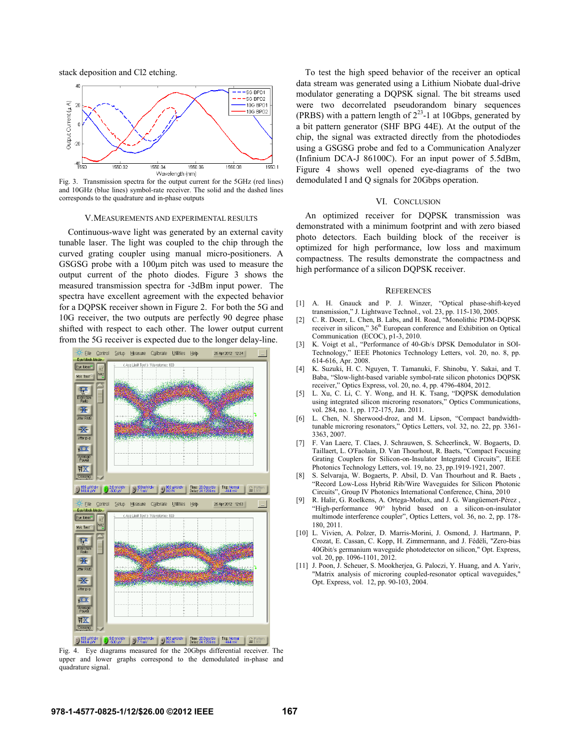stack deposition and Cl2 etching.

40
20
0
-20
-40
Output Current (μ A)
1550 1550.02 1550.04 1550.06 1550.08 1550.1
Wavelength (nm)
5G BPD1
5G BPD2
10G BPD1
10G BPD2

Fig. 3. Transmission spectra for the output current for the 5GHz (red lines) and 10GHz (blue lines) symbol-rate receiver. The solid and the dashed lines corresponds to the quadrature and in-phase outputs

## V. MEASUREMENTS AND EXPERIMENTAL RESULTS

Continuous-wave light was generated by an external cavity tunable laser. The light was coupled to the chip through the curved grating coupler using manual micro-positioners. A GSGSG probe with a 100µm pitch was used to measure the output current of the photo diodes. Figure 3 shows the measured transmission spectra for -3dBm input power. The spectra have excellent agreement with the expected behavior for a DQPSK receiver shown in Figure 2. For both the 5G and 10G receiver, the two outputs are perfectly 90 degree phase shifted with respect to each other. The lower output current from the 5G receiver is expected due to the longer delay-line.

Fig. 4. Eye diagrams measured for the 20Gbps differential receiver. The upper and lower graphs correspond to the demodulated in-phase and quadrature signal.

To test the high speed behavior of the receiver an optical data stream was generated using a Lithium Niobate dual-drive modulator generating a DQPSK signal. The bit streams used were two decorrelated pseudorandom binary sequences (PRBS) with a pattern length of $2^{23}$-1 at 10Gbps, generated by a bit pattern generator (SHF BPG 44E). At the output of the chip, the signal was extracted directly from the photodiodes using a GSGSG probe and fed to a Communication Analyzer (Infinium DCA-J 86100C). For an input power of 5.5dBm, Figure 4 shows well opened eye-diagrams of the two demodulated I and Q signals for 20Gbps operation.

## VI. CONCLUSION

An optimized receiver for DQPSK transmission was demonstrated with a minimum footprint and with zero biased photo detectors. Each building block of the receiver is optimized for high performance, low loss and maximum compactness. The results demonstrate the compactness and high performance of a silicon DQPSK receiver.

## REFERENCES

[1] A. H. Gnauck and P. J. Winzer, "Optical phase-shift-keyed transmission," J. Lightwave Technol., vol. 23, pp. 115-130, 2005.

[2] C. R. Doerr, L. Chen, B. Labs, and H. Road, "Monolithic PDM-DQPSK receiver in silicon," 36th European conference and Exhibition on Optical Communication (ECOC), p1-3, 2010.

[3] K. Voigt et al., "Performance of 40-Gb/s DPSK Demodulator in SOI-Technology," IEEE Photonics Technology Letters, vol. 20, no. 8, pp. 614-616, Apr. 2008.

[4] K. Suzuki, H. C. Nguyen, T. Tamanuki, F. Shinobu, Y. Sakai, and T. Baba, "Slow-light-based variable symbol-rate silicon photonics DQPSK receiver," Optics Express, vol. 20, no. 4, pp. 4796-4804, 2012.

[5] L. Xu, C. Li, C. Y. Wong, and H. K. Tsang, "DQPSK demodulation using integrated silicon microring resonators," Optics Communications, vol. 284, no. 1, pp. 172-175, Jan. 2011.

[6] L. Chen, N. Sherwood-droz, and M. Lipson, "Compact bandwidth-tunable microring resonators," Optics Letters, vol. 32, no. 22, pp. 3361-3363, 2007.

[7] F. Van Laere, T. Claes, J. Schrauwen, S. Scheerlinck, W. Bogaerts, D. Taillaert, L. O'Faolain, D. Van Thourhout, R. Baets, "Compact Focusing Grating Couplers for Silicon-on-Insulator Integrated Circuits", IEEE Photonics Technology Letters, vol. 19, no. 23, pp.1919-1921, 2007.

[8] S. Selvaraja, W. Bogaerts, P. Absil, D. Van Thourhout and R. Baets , "Record Low-Loss Hybrid Rib/Wire Waveguides for Silicon Photonic Circuits", Group IV Photonics International Conference, China, 2010

[9] R. Halir, G. Roelkens, A. Ortega-Moñux, and J. G. Wangüemert-Pérez , "High-performance 90° hybrid based on a silicon-on-insulator multimode interference coupler", Optics Letters, vol. 36, no. 2, pp. 178-180, 2011.

[10] L. Vivien, A. Polzer, D. Marris-Morini, J. Osmond, J. Hartmann, P. Crozat, E. Cassan, C. Kopp, H. Zimmermann, and J. Fédéli, "Zero-bias 40Gbit/s germanium waveguide photodetector on silicon," Opt. Express, vol. 20, pp. 1096-1101, 2012.

[11] J. Poon, J. Scheuer, S. Mookherjea, G. Paloczi, Y. Huang, and A. Yariv, "Matrix analysis of microring coupled-resonator optical waveguides," Opt. Express, vol. 12, pp. 90-103, 2004.